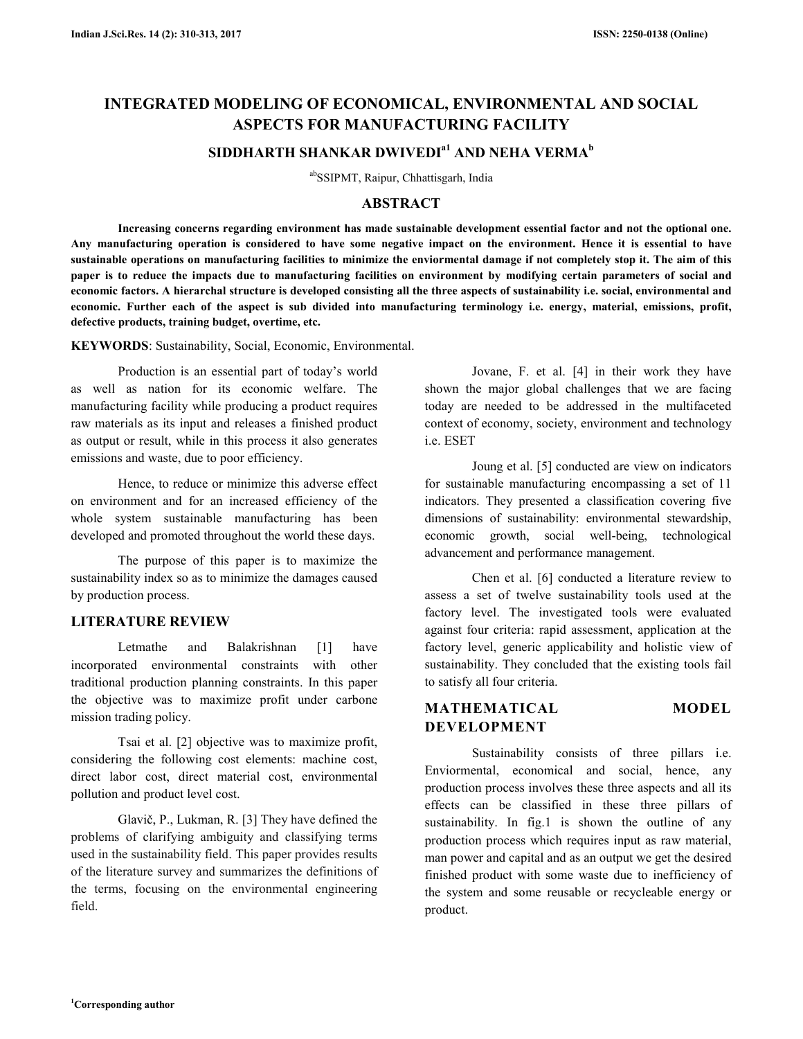# INTEGRATED MODELING OF ECONOMICAL, ENVIRONMENTAL AND SOCIAL ASPECTS FOR MANUFACTURING FACILITY

**SIDDHARTH SHANKAR DWIVEDI[a1] AND NEHA VERMA[b]**

[ab]SSIPMT, Raipur, Chhattisgarh, India

## ABSTRACT

**Increasing concerns regarding environment has made sustainable development essential factor and not the optional one. Any manufacturing operation is considered to have some negative impact on the environment. Hence it is essential to have sustainable operations on manufacturing facilities to minimize the enviormental damage if not completely stop it. The aim of this paper is to reduce the impacts due to manufacturing facilities on environment by modifying certain parameters of social and economic factors. A hierarchal structure is developed consisting all the three aspects of sustainability i.e. social, environmental and economic. Further each of the aspect is sub divided into manufacturing terminology i.e. energy, material, emissions, profit, defective products, training budget, overtime, etc.**

**KEYWORDS**: Sustainability, Social, Economic, Environmental.

Production is an essential part of today's world as well as nation for its economic welfare. The manufacturing facility while producing a product requires raw materials as its input and releases a finished product as output or result, while in this process it also generates emissions and waste, due to poor efficiency.

Hence, to reduce or minimize this adverse effect on environment and for an increased efficiency of the whole system sustainable manufacturing has been developed and promoted throughout the world these days.

The purpose of this paper is to maximize the sustainability index so as to minimize the damages caused by production process.

## LITERATURE REVIEW

Letmathe and Balakrishnan [1] have incorporated environmental constraints with other traditional production planning constraints. In this paper the objective was to maximize profit under carbone mission trading policy.

Tsai et al. [2] objective was to maximize profit, considering the following cost elements: machine cost, direct labor cost, direct material cost, environmental pollution and product level cost.

Glavič, P., Lukman, R. [3] They have defined the problems of clarifying ambiguity and classifying terms used in the sustainability field. This paper provides results of the literature survey and summarizes the definitions of the terms, focusing on the environmental engineering field.

Jovane, F. et al. [4] in their work they have shown the major global challenges that we are facing today are needed to be addressed in the multifaceted context of economy, society, environment and technology i.e. ESET

Joung et al. [5] conducted are view on indicators for sustainable manufacturing encompassing a set of 11 indicators. They presented a classification covering five dimensions of sustainability: environmental stewardship, economic growth, social well-being, technological advancement and performance management.

Chen et al. [6] conducted a literature review to assess a set of twelve sustainability tools used at the factory level. The investigated tools were evaluated against four criteria: rapid assessment, application at the factory level, generic applicability and holistic view of sustainability. They concluded that the existing tools fail to satisfy all four criteria.

## MATHEMATICAL MODEL DEVELOPMENT

Sustainability consists of three pillars i.e. Enviormental, economical and social, hence, any production process involves these three aspects and all its effects can be classified in these three pillars of sustainability. In fig.1 is shown the outline of any production process which requires input as raw material, man power and capital and as an output we get the desired finished product with some waste due to inefficiency of the system and some reusable or recycleable energy or product.

[1]Corresponding author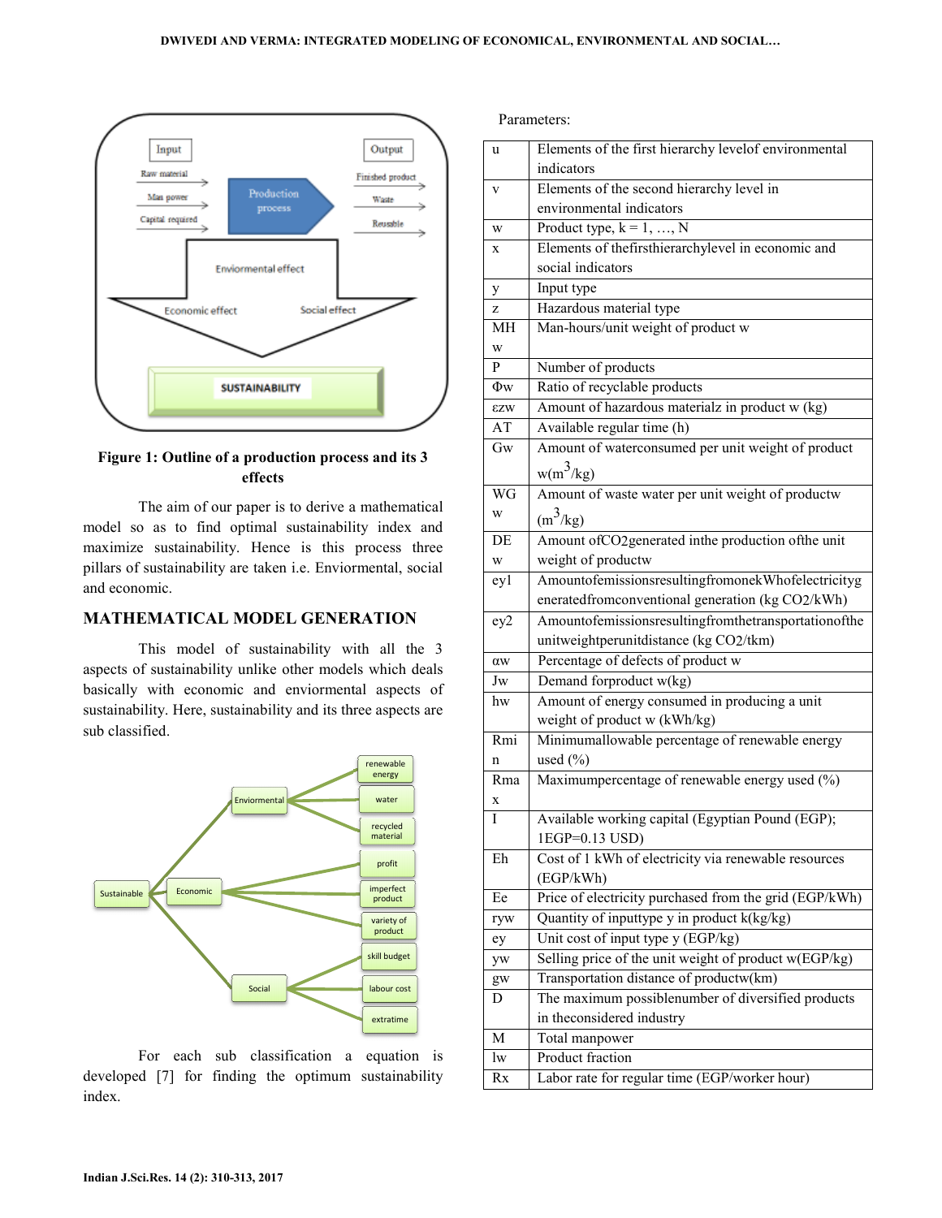Figure 1: Outline of a production process and its 3 effects

The aim of our paper is to derive a mathematical model so as to find optimal sustainability index and maximize sustainability. Hence is this process three pillars of sustainability are taken i.e. Enviormental, social and economic.

## MATHEMATICAL MODEL GENERATION

This model of sustainability with all the 3 aspects of sustainability unlike other models which deals basically with economic and enviormental aspects of sustainability. Here, sustainability and its three aspects are sub classified.

For each sub classification a equation is developed [7] for finding the optimum sustainability index.

Parameters:

| | |
|---|---|
| u | Elements of the first hierarchy levelof environmental indicators |
| v | Elements of the second hierarchy level in environmental indicators |
| w | Product type, k = 1, …, N |
| x | Elements of thefirsthierarchylevel in economic and social indicators |
| y | Input type |
| z | Hazardous material type |
| MHw | Man-hours/unit weight of product w |
| P | Number of products |
| Φw | Ratio of recyclable products |
| εzw | Amount of hazardous materialz in product w (kg) |
| AT | Available regular time (h) |
| Gw | Amount of waterconsumed per unit weight of product w($m^3$/kg) |
| WGw | Amount of waste water per unit weight of productw ($m^3$/kg) |
| DEw | Amount of$CO_2$generated inthe production ofthe unit weight of productw |
| ey1 | AmountofemissionsresultingfromonekWhofelectricitygeneratedfromconventional generation (kg $CO_2$/kWh) |
| ey2 | Amountofemissionsresultingfromthetransportationoftheunitweightperunitdistance (kg $CO_2$/tkm) |
| αw | Percentage of defects of product w |
| Jw | Demand forproduct w(kg) |
| hw | Amount of energy consumed in producing a unit weight of product w (kWh/kg) |
| Rmin | Minimumallowable percentage of renewable energy used (%) |
| Rmax | Maximumpercentage of renewable energy used (%) |
| I | Available working capital (Egyptian Pound (EGP); 1EGP=0.13 USD) |
| Eh | Cost of 1 kWh of electricity via renewable resources (EGP/kWh) |
| Ee | Price of electricity purchased from the grid (EGP/kWh) |
| ryw | Quantity of inputtype y in product k(kg/kg) |
| ey | Unit cost of input type y (EGP/kg) |
| yw | Selling price of the unit weight of product w(EGP/kg) |
| gw | Transportation distance of productw(km) |
| D | The maximum possiblenumber of diversified products in theconsidered industry |
| M | Total manpower |
| lw | Product fraction |
| Rx | Labor rate for regular time (EGP/worker hour) |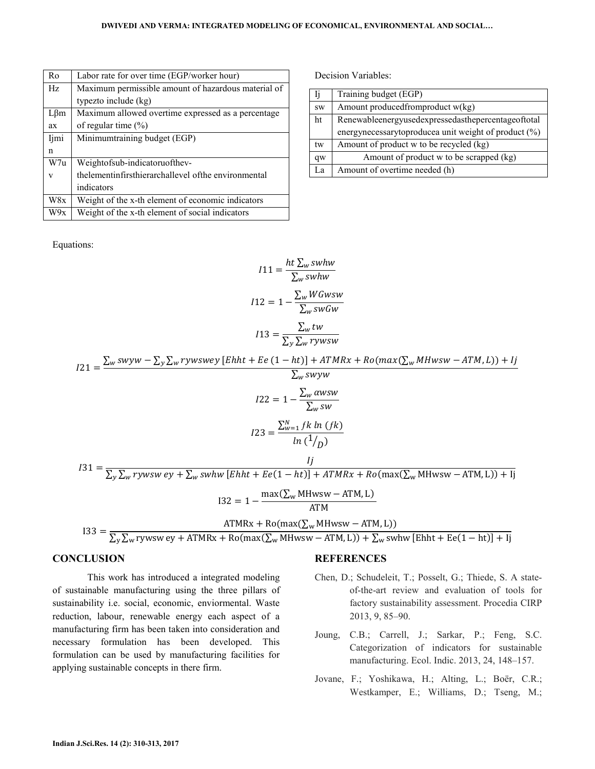| Ro | Labor rate for over time (EGP/worker hour) |
|---|---|
| Hz | Maximum permissible amount of hazardous material of typezto include (kg) |
| Lβmax | Maximum allowed overtime expressed as a percentage of regular time (%) |
| Ijmin | Minimumtraining budget (EGP) |
| W7uv | Weightofsub-indicatoruofthev-thelementinfirsthierarchallevel ofthe environmental indicators |
| W8x | Weight of the x-th element of economic indicators |
| W9x | Weight of the x-th element of social indicators |

Decision Variables:

| Ij | Training budget (EGP) |
|---|---|
| sw | Amount producedfromproduct w(kg) |
| ht | Renewableenergyusedexpressedasthepercentageoftotal energynecessarytoproducea unit weight of product (%) |
| tw | Amount of product w to be recycled (kg) |
| qw | Amount of product w to be scrapped (kg) |
| La | Amount of overtime needed (h) |

Equations:

$$I11 = \frac{ht \sum_w swhw}{\sum_w swhw}$$

$$I12 = 1 - \frac{\sum_w WGwsw}{\sum_w swGw}$$

$$I13 = \frac{\sum_w tw}{\sum_y \sum_w rywsw}$$

$$I21 = \frac{\sum_w swyw - \sum_y \sum_w rywswey\,[Ehht + Ee\,(1 - ht)] + ATMRx + Ro(max(\sum_w MHwsw - ATM, L)) + Ij}{\sum_w swyw}$$

$$I22 = 1 - \frac{\sum_w \alpha wsw}{\sum_w sw}$$

$$I23 = \frac{\sum_{w=1}^{N} fk\, ln\,(fk)}{ln\,(1/D)}$$

$$I31 = \frac{Ij}{\sum_y \sum_w rywsw\, ey + \sum_w swhw\,[Ehht + Ee(1 - ht)] + ATMRx + Ro(\max(\sum_w \mathrm{MHwsw} - \mathrm{ATM}, \mathrm{L})) + \mathrm{Ij}}$$

$$\mathrm{I32} = 1 - \frac{\max(\sum_w \mathrm{MHwsw} - \mathrm{ATM}, \mathrm{L})}{\mathrm{ATM}}$$

$$\mathrm{I33} = \frac{\mathrm{ATMRx} + \mathrm{Ro}(\max(\sum_w \mathrm{MHwsw} - \mathrm{ATM}, \mathrm{L}))}{\sum_y \sum_w \mathrm{rywsw\, ey} + \mathrm{ATMRx} + \mathrm{Ro}(\max(\sum_w \mathrm{MHwsw} - \mathrm{ATM}, \mathrm{L})) + \sum_w \mathrm{swhw}\,[\mathrm{Ehht} + \mathrm{Ee}(1 - \mathrm{ht})] + \mathrm{Ij}}$$

## CONCLUSION

This work has introduced a integrated modeling of sustainable manufacturing using the three pillars of sustainability i.e. social, economic, enviormental. Waste reduction, labour, renewable energy each aspect of a manufacturing firm has been taken into consideration and necessary formulation has been developed. This formulation can be used by manufacturing facilities for applying sustainable concepts in there firm.

## REFERENCES

Chen, D.; Schudeleit, T.; Posselt, G.; Thiede, S. A state-of-the-art review and evaluation of tools for factory sustainability assessment. Procedia CIRP 2013, 9, 85–90.

Joung, C.B.; Carrell, J.; Sarkar, P.; Feng, S.C. Categorization of indicators for sustainable manufacturing. Ecol. Indic. 2013, 24, 148–157.

Jovane, F.; Yoshikawa, H.; Alting, L.; Boër, C.R.; Westkamper, E.; Williams, D.; Tseng, M.;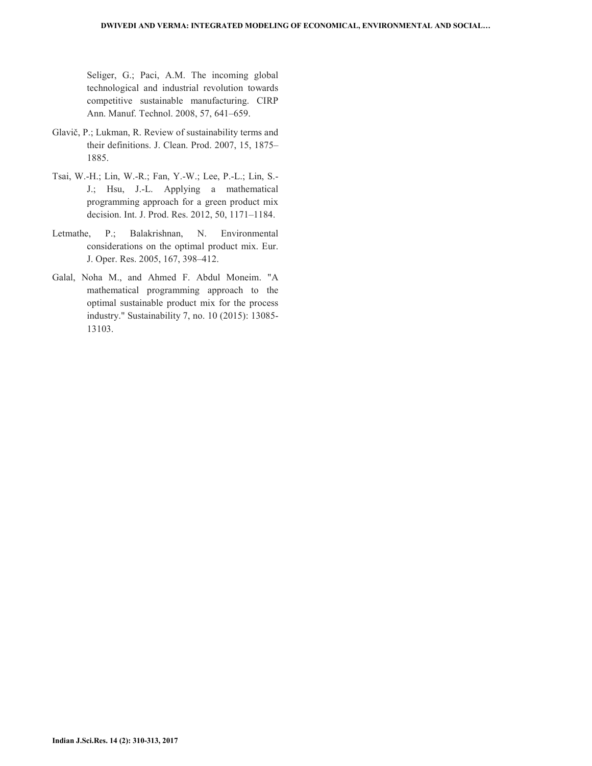Seliger, G.; Paci, A.M. The incoming global technological and industrial revolution towards competitive sustainable manufacturing. CIRP Ann. Manuf. Technol. 2008, 57, 641–659.

Glavič, P.; Lukman, R. Review of sustainability terms and their definitions. J. Clean. Prod. 2007, 15, 1875–1885.

Tsai, W.-H.; Lin, W.-R.; Fan, Y.-W.; Lee, P.-L.; Lin, S.-J.; Hsu, J.-L. Applying a mathematical programming approach for a green product mix decision. Int. J. Prod. Res. 2012, 50, 1171–1184.

Letmathe, P.; Balakrishnan, N. Environmental considerations on the optimal product mix. Eur. J. Oper. Res. 2005, 167, 398–412.

Galal, Noha M., and Ahmed F. Abdul Moneim. "A mathematical programming approach to the optimal sustainable product mix for the process industry." Sustainability 7, no. 10 (2015): 13085-13103.